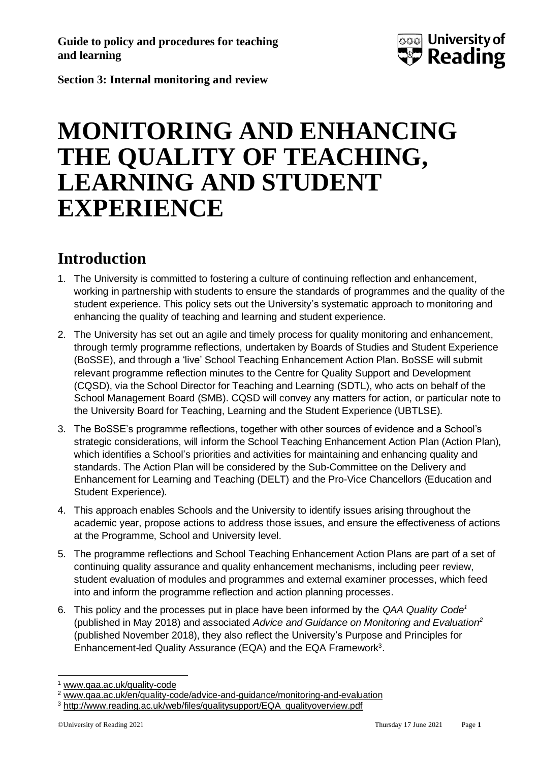**Guide to policy and procedures for teaching and learning**

**Section 3: Internal monitoring and review**

# MONITORING AND ENHANCING THE QUALITY OF TEACHING, LEARNING AND STUDENT EXPERIENCE

## Introduction

1. The University is committed to fostering a culture of continuing reflection and enhancement, working in partnership with students to ensure the standards of programmes and the quality of the student experience. This policy sets out the University's systematic approach to monitoring and enhancing the quality of teaching and learning and student experience.
2. The University has set out an agile and timely process for quality monitoring and enhancement, through termly programme reflections, undertaken by Boards of Studies and Student Experience (BoSSE), and through a 'live' School Teaching Enhancement Action Plan. BoSSE will submit relevant programme reflection minutes to the Centre for Quality Support and Development (CQSD), via the School Director for Teaching and Learning (SDTL), who acts on behalf of the School Management Board (SMB). CQSD will convey any matters for action, or particular note to the University Board for Teaching, Learning and the Student Experience (UBTLSE).
3. The BoSSE's programme reflections, together with other sources of evidence and a School's strategic considerations, will inform the School Teaching Enhancement Action Plan (Action Plan), which identifies a School's priorities and activities for maintaining and enhancing quality and standards. The Action Plan will be considered by the Sub-Committee on the Delivery and Enhancement for Learning and Teaching (DELT) and the Pro-Vice Chancellors (Education and Student Experience).
4. This approach enables Schools and the University to identify issues arising throughout the academic year, propose actions to address those issues, and ensure the effectiveness of actions at the Programme, School and University level.
5. The programme reflections and School Teaching Enhancement Action Plans are part of a set of continuing quality assurance and quality enhancement mechanisms, including peer review, student evaluation of modules and programmes and external examiner processes, which feed into and inform the programme reflection and action planning processes.
6. This policy and the processes put in place have been informed by the *QAA Quality Code*[1] (published in May 2018) and associated *Advice and Guidance on Monitoring and Evaluation*[2] (published November 2018), they also reflect the University's Purpose and Principles for Enhancement-led Quality Assurance (EQA) and the EQA Framework[3].

---

[1] www.qaa.ac.uk/quality-code

[2] www.qaa.ac.uk/en/quality-code/advice-and-guidance/monitoring-and-evaluation

[3] http://www.reading.ac.uk/web/files/qualitysupport/EQA_qualityoverview.pdf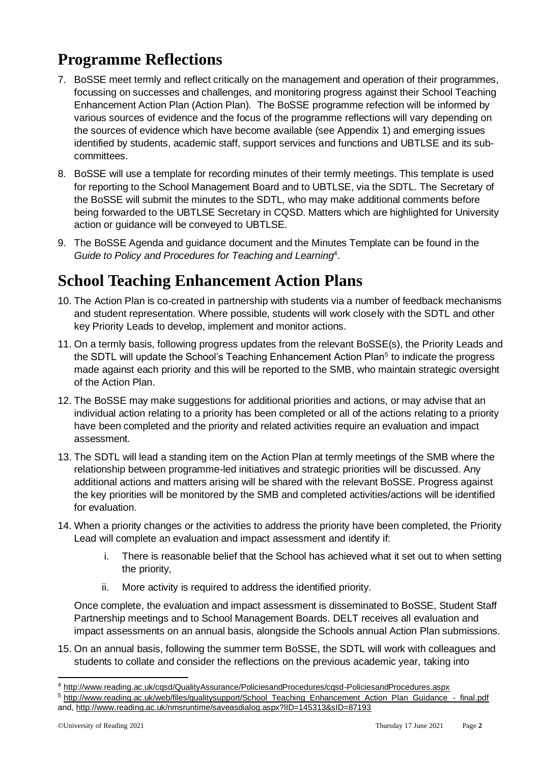# Programme Reflections

7. BoSSE meet termly and reflect critically on the management and operation of their programmes, focussing on successes and challenges, and monitoring progress against their School Teaching Enhancement Action Plan (Action Plan). The BoSSE programme refection will be informed by various sources of evidence and the focus of the programme reflections will vary depending on the sources of evidence which have become available (see Appendix 1) and emerging issues identified by students, academic staff, support services and functions and UBTLSE and its sub-committees.
8. BoSSE will use a template for recording minutes of their termly meetings. This template is used for reporting to the School Management Board and to UBTLSE, via the SDTL. The Secretary of the BoSSE will submit the minutes to the SDTL, who may make additional comments before being forwarded to the UBTLSE Secretary in CQSD. Matters which are highlighted for University action or guidance will be conveyed to UBTLSE.
9. The BoSSE Agenda and guidance document and the Minutes Template can be found in the *Guide to Policy and Procedures for Teaching and Learning*[4].

# School Teaching Enhancement Action Plans

10. The Action Plan is co-created in partnership with students via a number of feedback mechanisms and student representation. Where possible, students will work closely with the SDTL and other key Priority Leads to develop, implement and monitor actions.
11. On a termly basis, following progress updates from the relevant BoSSE(s), the Priority Leads and the SDTL will update the School's Teaching Enhancement Action Plan[5] to indicate the progress made against each priority and this will be reported to the SMB, who maintain strategic oversight of the Action Plan.
12. The BoSSE may make suggestions for additional priorities and actions, or may advise that an individual action relating to a priority has been completed or all of the actions relating to a priority have been completed and the priority and related activities require an evaluation and impact assessment.
13. The SDTL will lead a standing item on the Action Plan at termly meetings of the SMB where the relationship between programme-led initiatives and strategic priorities will be discussed. Any additional actions and matters arising will be shared with the relevant BoSSE. Progress against the key priorities will be monitored by the SMB and completed activities/actions will be identified for evaluation.
14. When a priority changes or the activities to address the priority have been completed, the Priority Lead will complete an evaluation and impact assessment and identify if:
    i. There is reasonable belief that the School has achieved what it set out to when setting the priority,
    ii. More activity is required to address the identified priority.

    Once complete, the evaluation and impact assessment is disseminated to BoSSE, Student Staff Partnership meetings and to School Management Boards. DELT receives all evaluation and impact assessments on an annual basis, alongside the Schools annual Action Plan submissions.
15. On an annual basis, following the summer term BoSSE, the SDTL will work with colleagues and students to collate and consider the reflections on the previous academic year, taking into

[4] http://www.reading.ac.uk/cqsd/QualityAssurance/PoliciesandProcedures/cqsd-PoliciesandProcedures.aspx

[5] http://www.reading.ac.uk/web/files/qualitysupport/School_Teaching_Enhancement_Action_Plan_Guidance_-_final.pdf and, http://www.reading.ac.uk/nmsruntime/saveasdialog.aspx?lID=145313&sID=87193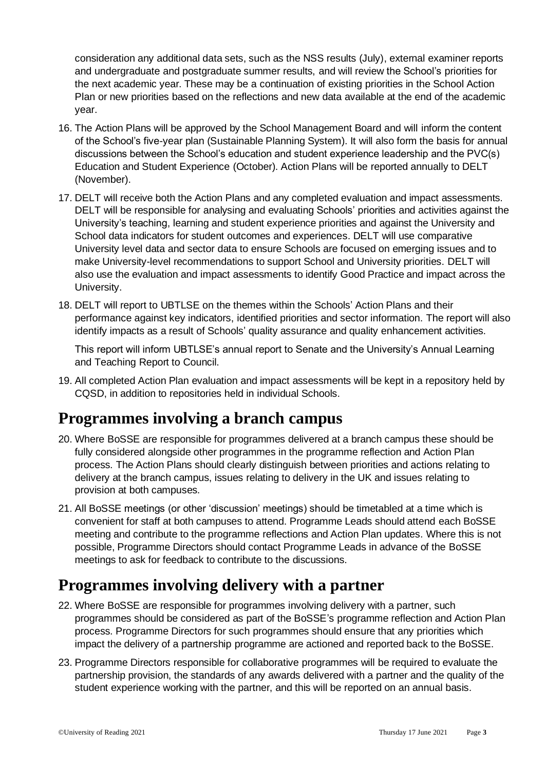consideration any additional data sets, such as the NSS results (July), external examiner reports and undergraduate and postgraduate summer results, and will review the School's priorities for the next academic year. These may be a continuation of existing priorities in the School Action Plan or new priorities based on the reflections and new data available at the end of the academic year.

16. The Action Plans will be approved by the School Management Board and will inform the content of the School's five-year plan (Sustainable Planning System). It will also form the basis for annual discussions between the School's education and student experience leadership and the PVC(s) Education and Student Experience (October). Action Plans will be reported annually to DELT (November).
17. DELT will receive both the Action Plans and any completed evaluation and impact assessments. DELT will be responsible for analysing and evaluating Schools' priorities and activities against the University's teaching, learning and student experience priorities and against the University and School data indicators for student outcomes and experiences. DELT will use comparative University level data and sector data to ensure Schools are focused on emerging issues and to make University-level recommendations to support School and University priorities. DELT will also use the evaluation and impact assessments to identify Good Practice and impact across the University.
18. DELT will report to UBTLSE on the themes within the Schools' Action Plans and their performance against key indicators, identified priorities and sector information. The report will also identify impacts as a result of Schools' quality assurance and quality enhancement activities.

    This report will inform UBTLSE's annual report to Senate and the University's Annual Learning and Teaching Report to Council.
19. All completed Action Plan evaluation and impact assessments will be kept in a repository held by CQSD, in addition to repositories held in individual Schools.

# Programmes involving a branch campus

20. Where BoSSE are responsible for programmes delivered at a branch campus these should be fully considered alongside other programmes in the programme reflection and Action Plan process. The Action Plans should clearly distinguish between priorities and actions relating to delivery at the branch campus, issues relating to delivery in the UK and issues relating to provision at both campuses.
21. All BoSSE meetings (or other 'discussion' meetings) should be timetabled at a time which is convenient for staff at both campuses to attend. Programme Leads should attend each BoSSE meeting and contribute to the programme reflections and Action Plan updates. Where this is not possible, Programme Directors should contact Programme Leads in advance of the BoSSE meetings to ask for feedback to contribute to the discussions.

# Programmes involving delivery with a partner

22. Where BoSSE are responsible for programmes involving delivery with a partner, such programmes should be considered as part of the BoSSE's programme reflection and Action Plan process. Programme Directors for such programmes should ensure that any priorities which impact the delivery of a partnership programme are actioned and reported back to the BoSSE.
23. Programme Directors responsible for collaborative programmes will be required to evaluate the partnership provision, the standards of any awards delivered with a partner and the quality of the student experience working with the partner, and this will be reported on an annual basis.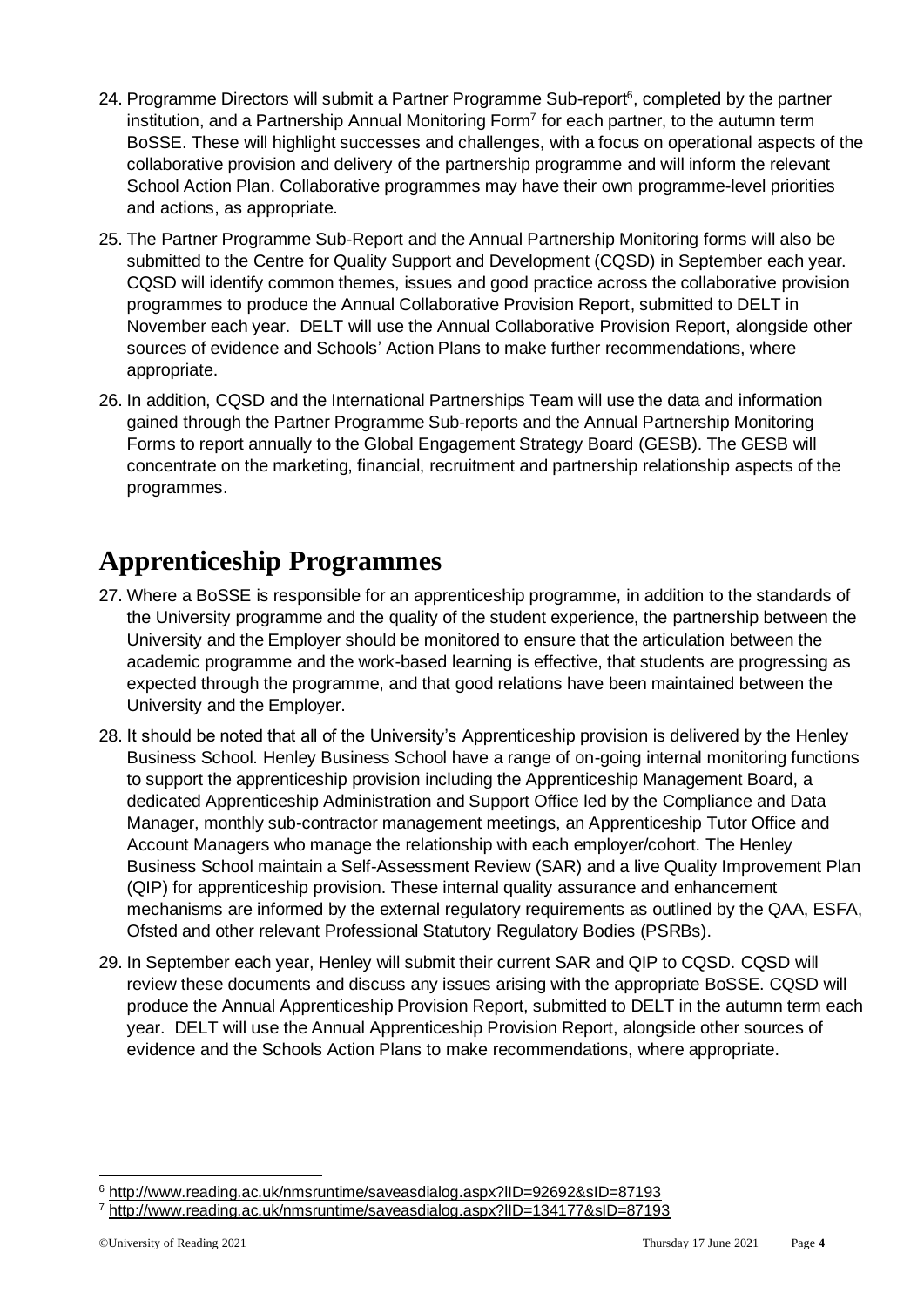24. Programme Directors will submit a Partner Programme Sub-report[6], completed by the partner institution, and a Partnership Annual Monitoring Form[7] for each partner, to the autumn term BoSSE. These will highlight successes and challenges, with a focus on operational aspects of the collaborative provision and delivery of the partnership programme and will inform the relevant School Action Plan. Collaborative programmes may have their own programme-level priorities and actions, as appropriate.

25. The Partner Programme Sub-Report and the Annual Partnership Monitoring forms will also be submitted to the Centre for Quality Support and Development (CQSD) in September each year. CQSD will identify common themes, issues and good practice across the collaborative provision programmes to produce the Annual Collaborative Provision Report, submitted to DELT in November each year. DELT will use the Annual Collaborative Provision Report, alongside other sources of evidence and Schools' Action Plans to make further recommendations, where appropriate.

26. In addition, CQSD and the International Partnerships Team will use the data and information gained through the Partner Programme Sub-reports and the Annual Partnership Monitoring Forms to report annually to the Global Engagement Strategy Board (GESB). The GESB will concentrate on the marketing, financial, recruitment and partnership relationship aspects of the programmes.

# Apprenticeship Programmes

27. Where a BoSSE is responsible for an apprenticeship programme, in addition to the standards of the University programme and the quality of the student experience, the partnership between the University and the Employer should be monitored to ensure that the articulation between the academic programme and the work-based learning is effective, that students are progressing as expected through the programme, and that good relations have been maintained between the University and the Employer.

28. It should be noted that all of the University's Apprenticeship provision is delivered by the Henley Business School. Henley Business School have a range of on-going internal monitoring functions to support the apprenticeship provision including the Apprenticeship Management Board, a dedicated Apprenticeship Administration and Support Office led by the Compliance and Data Manager, monthly sub-contractor management meetings, an Apprenticeship Tutor Office and Account Managers who manage the relationship with each employer/cohort. The Henley Business School maintain a Self-Assessment Review (SAR) and a live Quality Improvement Plan (QIP) for apprenticeship provision. These internal quality assurance and enhancement mechanisms are informed by the external regulatory requirements as outlined by the QAA, ESFA, Ofsted and other relevant Professional Statutory Regulatory Bodies (PSRBs).

29. In September each year, Henley will submit their current SAR and QIP to CQSD. CQSD will review these documents and discuss any issues arising with the appropriate BoSSE. CQSD will produce the Annual Apprenticeship Provision Report, submitted to DELT in the autumn term each year. DELT will use the Annual Apprenticeship Provision Report, alongside other sources of evidence and the Schools Action Plans to make recommendations, where appropriate.

---

[6] http://www.reading.ac.uk/nmsruntime/saveasdialog.aspx?lID=92692&sID=87193

[7] http://www.reading.ac.uk/nmsruntime/saveasdialog.aspx?lID=134177&sID=87193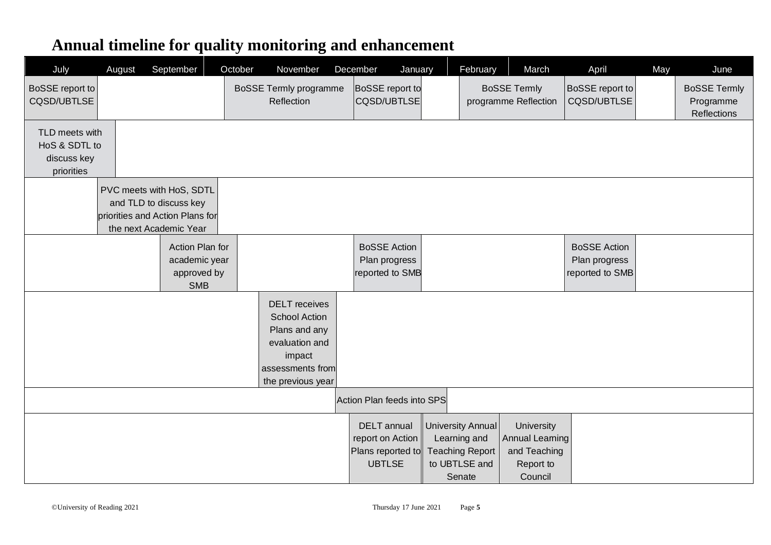# Annual timeline for quality monitoring and enhancement

| July | August | September | October | November | December | January | February | March | April | May | June |
|---|---|---|---|---|---|---|---|---|---|---|---|
| BoSSE report to CQSD/UBTLSE | | | BoSSE Termly programme Reflection | | BoSSE report to CQSD/UBTLSE | | BoSSE Termly programme Reflection | | BoSSE report to CQSD/UBTLSE | | BoSSE Termly Programme Reflections |
| TLD meets with HoS & SDTL to discuss key priorities | | | | | | | | | | | |
| | PVC meets with HoS, SDTL and TLD to discuss key priorities and Action Plans for the next Academic Year | | | | | | | | | | |
| | | Action Plan for academic year approved by SMB | | | BoSSE Action Plan progress reported to SMB | | | | BoSSE Action Plan progress reported to SMB | | |
| | | | | DELT receives School Action Plans and any evaluation and impact assessments from the previous year | | | | | | | |
| | | | | | Action Plan feeds into SPS | | | | | | |
| | | | | | DELT annual report on Action Plans reported to UBTLSE | University Annual Learning and Teaching Report to UBTLSE and Senate | | University Annual Learning and Teaching Report to Council | | | |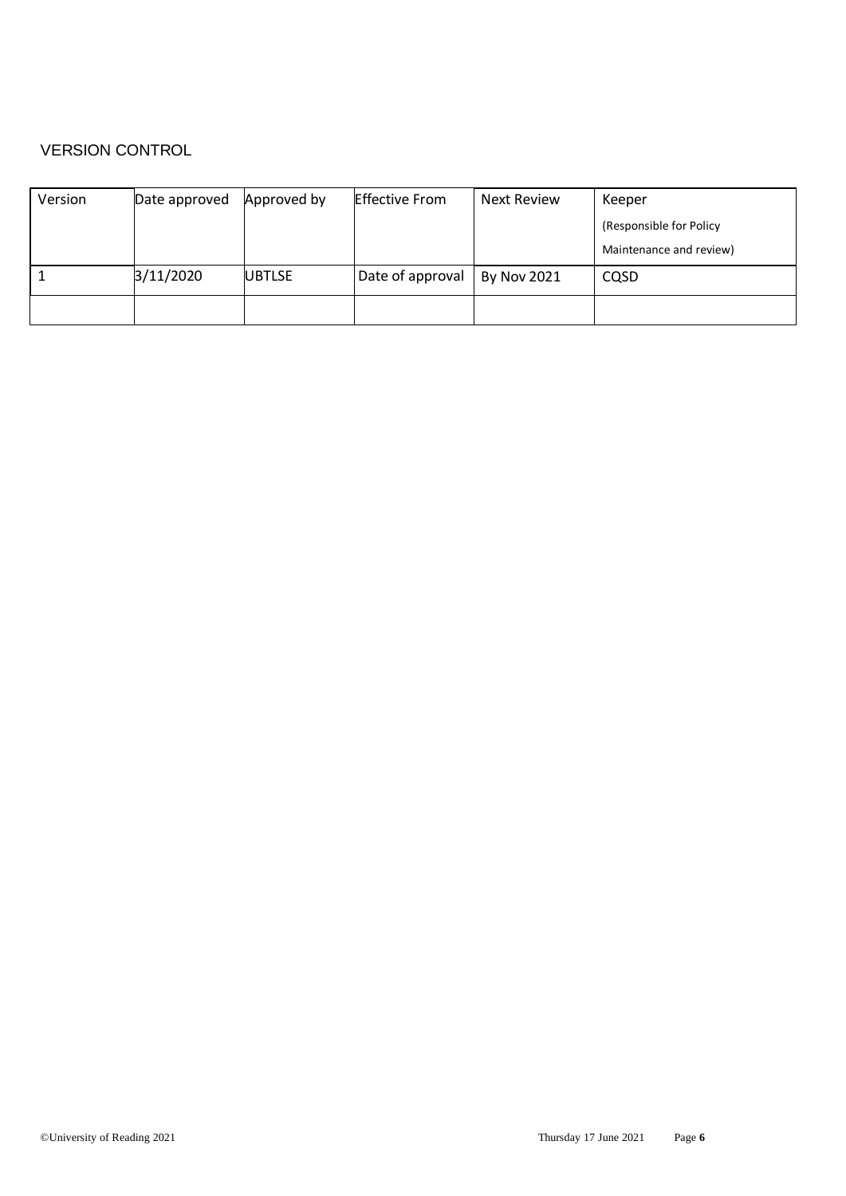VERSION CONTROL

| Version | Date approved | Approved by | Effective From | Next Review | Keeper (Responsible for Policy Maintenance and review) |
|---|---|---|---|---|---|
| 1 | 3/11/2020 | UBTLSE | Date of approval | By Nov 2021 | CQSD |
| | | | | | |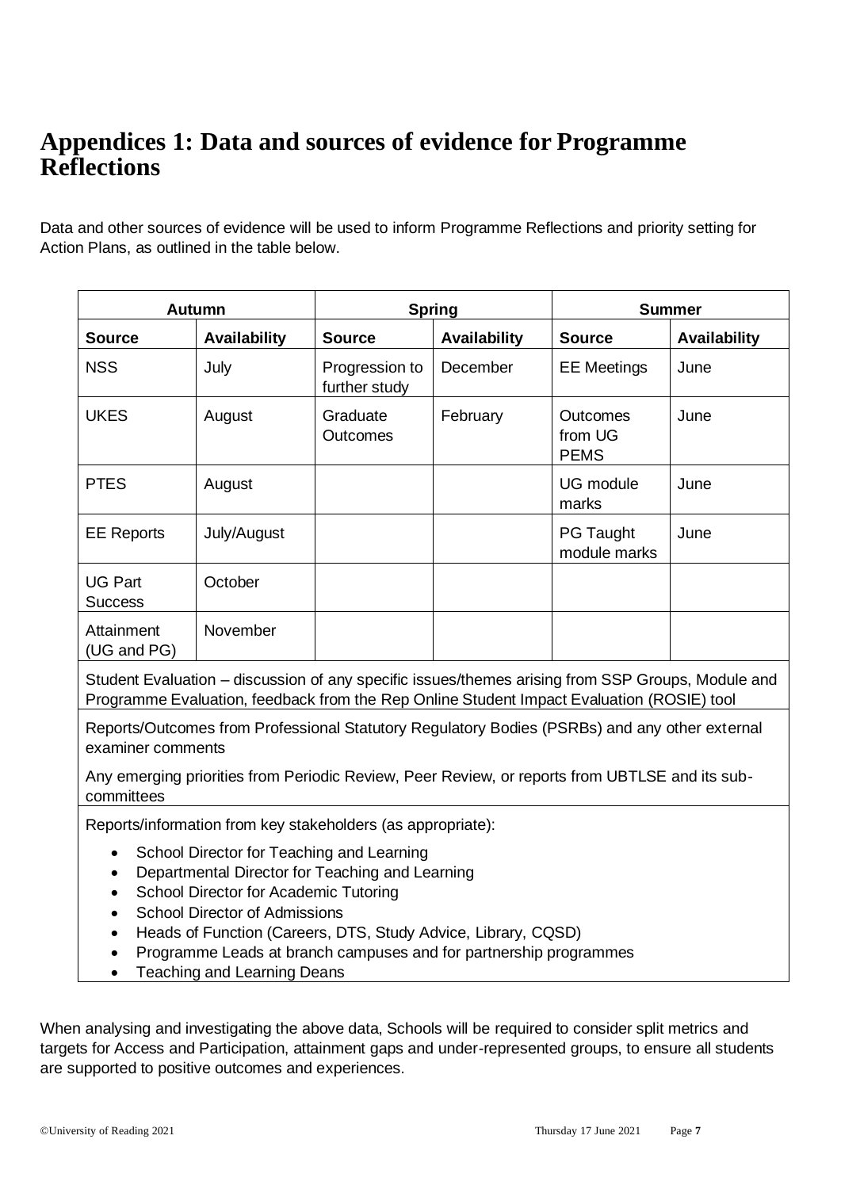# Appendices 1: Data and sources of evidence for Programme Reflections

Data and other sources of evidence will be used to inform Programme Reflections and priority setting for Action Plans, as outlined in the table below.

| Autumn | | Spring | | Summer | |
|---|---|---|---|---|---|
| **Source** | **Availability** | **Source** | **Availability** | **Source** | **Availability** |
| NSS | July | Progression to further study | December | EE Meetings | June |
| UKES | August | Graduate Outcomes | February | Outcomes from UG PEMS | June |
| PTES | August | | | UG module marks | June |
| EE Reports | July/August | | | PG Taught module marks | June |
| UG Part Success | October | | | | |
| Attainment (UG and PG) | November | | | | |
| Student Evaluation – discussion of any specific issues/themes arising from SSP Groups, Module and Programme Evaluation, feedback from the Rep Online Student Impact Evaluation (ROSIE) tool | | | | | |
| Reports/Outcomes from Professional Statutory Regulatory Bodies (PSRBs) and any other external examiner comments<br><br>Any emerging priorities from Periodic Review, Peer Review, or reports from UBTLSE and its sub-committees | | | | | |
| Reports/information from key stakeholders (as appropriate):<br>• School Director for Teaching and Learning<br>• Departmental Director for Teaching and Learning<br>• School Director for Academic Tutoring<br>• School Director of Admissions<br>• Heads of Function (Careers, DTS, Study Advice, Library, CQSD)<br>• Programme Leads at branch campuses and for partnership programmes<br>• Teaching and Learning Deans | | | | | |

When analysing and investigating the above data, Schools will be required to consider split metrics and targets for Access and Participation, attainment gaps and under-represented groups, to ensure all students are supported to positive outcomes and experiences.